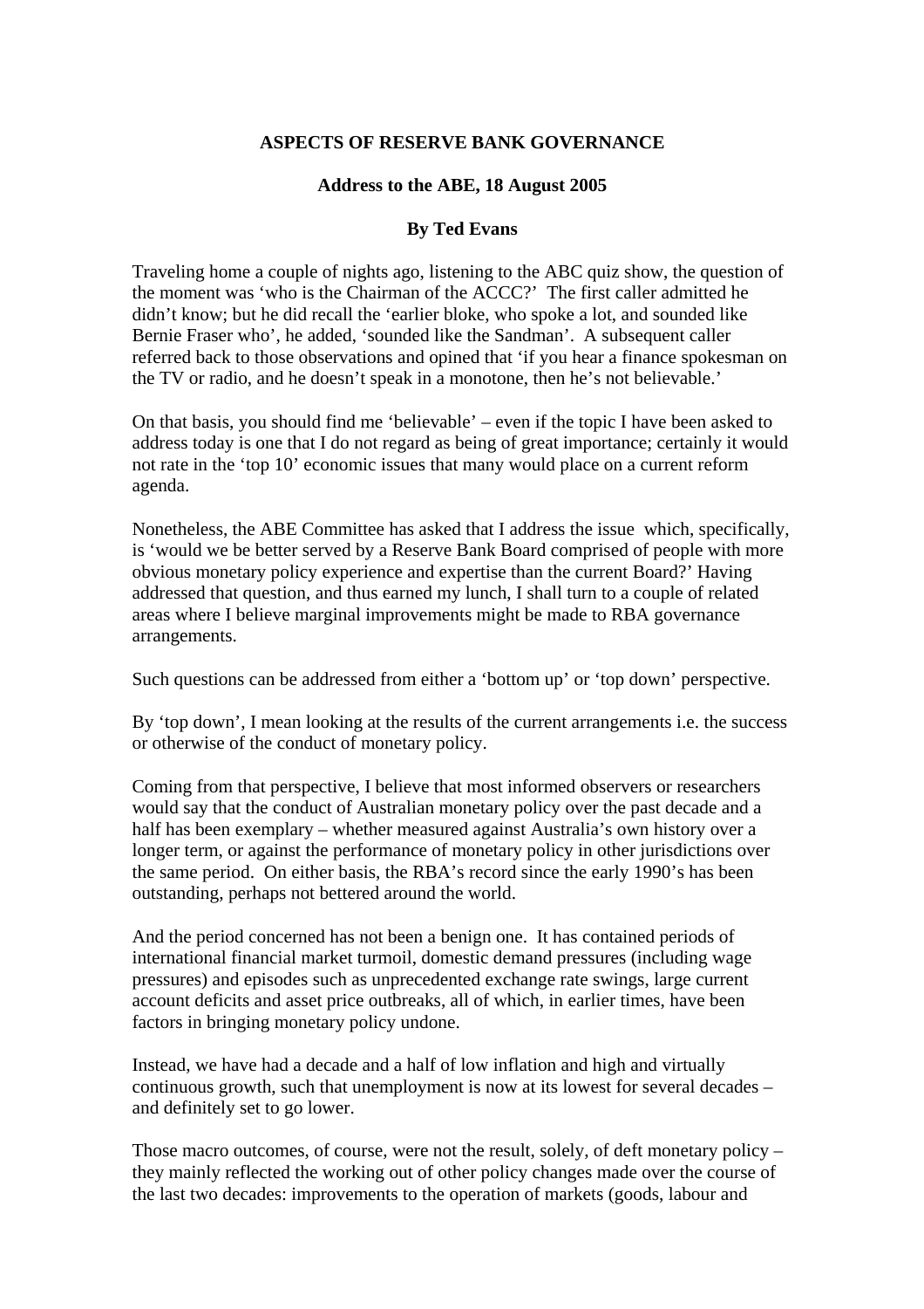**ASPECTS OF RESERVE BANK GOVERNANCE**

**Address to the ABE, 18 August 2005**

**By Ted Evans**

Traveling home a couple of nights ago, listening to the ABC quiz show, the question of the moment was 'who is the Chairman of the ACCC?' The first caller admitted he didn't know; but he did recall the 'earlier bloke, who spoke a lot, and sounded like Bernie Fraser who', he added, 'sounded like the Sandman'. A subsequent caller referred back to those observations and opined that 'if you hear a finance spokesman on the TV or radio, and he doesn't speak in a monotone, then he's not believable.'

On that basis, you should find me 'believable' – even if the topic I have been asked to address today is one that I do not regard as being of great importance; certainly it would not rate in the 'top 10' economic issues that many would place on a current reform agenda.

Nonetheless, the ABE Committee has asked that I address the issue which, specifically, is 'would we be better served by a Reserve Bank Board comprised of people with more obvious monetary policy experience and expertise than the current Board?' Having addressed that question, and thus earned my lunch, I shall turn to a couple of related areas where I believe marginal improvements might be made to RBA governance arrangements.

Such questions can be addressed from either a 'bottom up' or 'top down' perspective.

By 'top down', I mean looking at the results of the current arrangements i.e. the success or otherwise of the conduct of monetary policy.

Coming from that perspective, I believe that most informed observers or researchers would say that the conduct of Australian monetary policy over the past decade and a half has been exemplary – whether measured against Australia's own history over a longer term, or against the performance of monetary policy in other jurisdictions over the same period. On either basis, the RBA's record since the early 1990's has been outstanding, perhaps not bettered around the world.

And the period concerned has not been a benign one. It has contained periods of international financial market turmoil, domestic demand pressures (including wage pressures) and episodes such as unprecedented exchange rate swings, large current account deficits and asset price outbreaks, all of which, in earlier times, have been factors in bringing monetary policy undone.

Instead, we have had a decade and a half of low inflation and high and virtually continuous growth, such that unemployment is now at its lowest for several decades – and definitely set to go lower.

Those macro outcomes, of course, were not the result, solely, of deft monetary policy – they mainly reflected the working out of other policy changes made over the course of the last two decades: improvements to the operation of markets (goods, labour and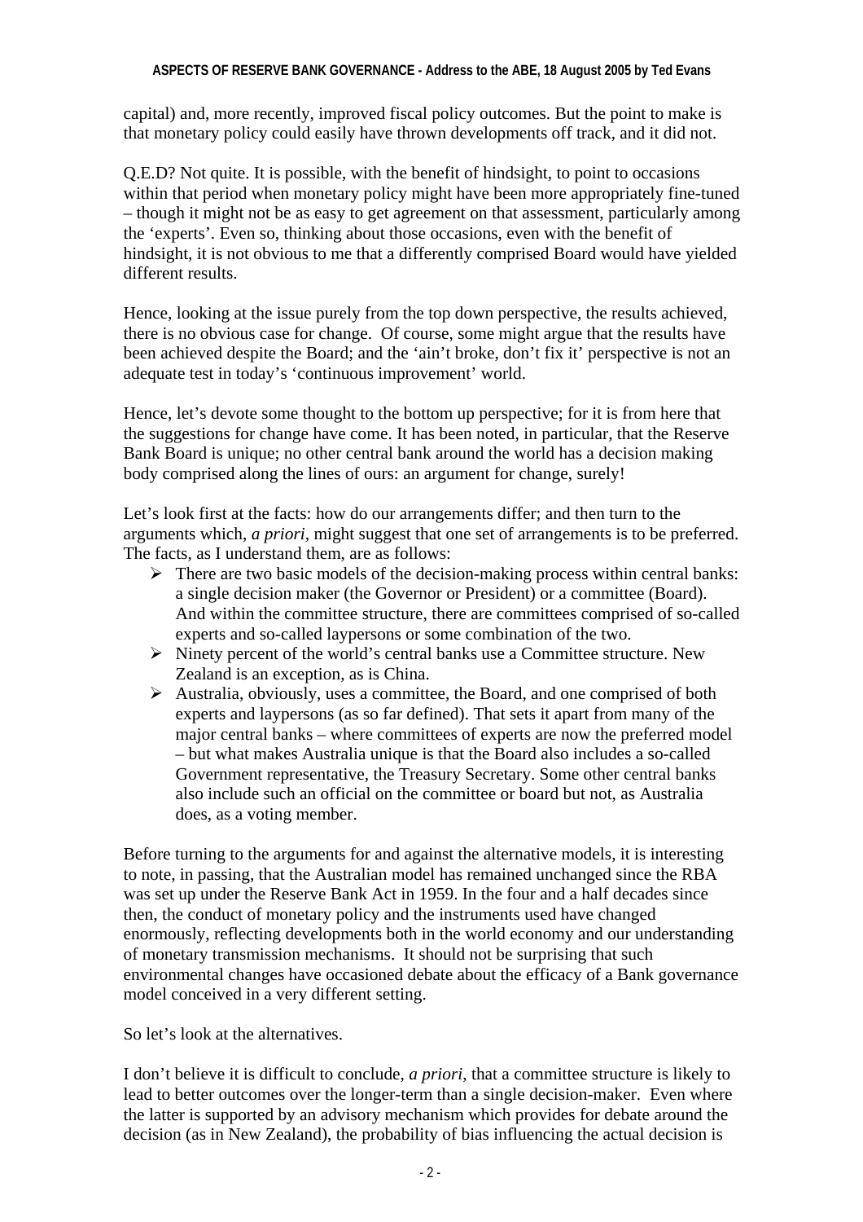capital) and, more recently, improved fiscal policy outcomes. But the point to make is that monetary policy could easily have thrown developments off track, and it did not.

Q.E.D? Not quite. It is possible, with the benefit of hindsight, to point to occasions within that period when monetary policy might have been more appropriately fine-tuned – though it might not be as easy to get agreement on that assessment, particularly among the 'experts'. Even so, thinking about those occasions, even with the benefit of hindsight, it is not obvious to me that a differently comprised Board would have yielded different results.

Hence, looking at the issue purely from the top down perspective, the results achieved, there is no obvious case for change. Of course, some might argue that the results have been achieved despite the Board; and the 'ain't broke, don't fix it' perspective is not an adequate test in today's 'continuous improvement' world.

Hence, let's devote some thought to the bottom up perspective; for it is from here that the suggestions for change have come. It has been noted, in particular, that the Reserve Bank Board is unique; no other central bank around the world has a decision making body comprised along the lines of ours: an argument for change, surely!

Let's look first at the facts: how do our arrangements differ; and then turn to the arguments which, *a priori*, might suggest that one set of arrangements is to be preferred. The facts, as I understand them, are as follows:

- There are two basic models of the decision-making process within central banks: a single decision maker (the Governor or President) or a committee (Board). And within the committee structure, there are committees comprised of so-called experts and so-called laypersons or some combination of the two.
- Ninety percent of the world's central banks use a Committee structure. New Zealand is an exception, as is China.
- Australia, obviously, uses a committee, the Board, and one comprised of both experts and laypersons (as so far defined). That sets it apart from many of the major central banks – where committees of experts are now the preferred model – but what makes Australia unique is that the Board also includes a so-called Government representative, the Treasury Secretary. Some other central banks also include such an official on the committee or board but not, as Australia does, as a voting member.

Before turning to the arguments for and against the alternative models, it is interesting to note, in passing, that the Australian model has remained unchanged since the RBA was set up under the Reserve Bank Act in 1959. In the four and a half decades since then, the conduct of monetary policy and the instruments used have changed enormously, reflecting developments both in the world economy and our understanding of monetary transmission mechanisms. It should not be surprising that such environmental changes have occasioned debate about the efficacy of a Bank governance model conceived in a very different setting.

So let's look at the alternatives.

I don't believe it is difficult to conclude, *a priori*, that a committee structure is likely to lead to better outcomes over the longer-term than a single decision-maker. Even where the latter is supported by an advisory mechanism which provides for debate around the decision (as in New Zealand), the probability of bias influencing the actual decision is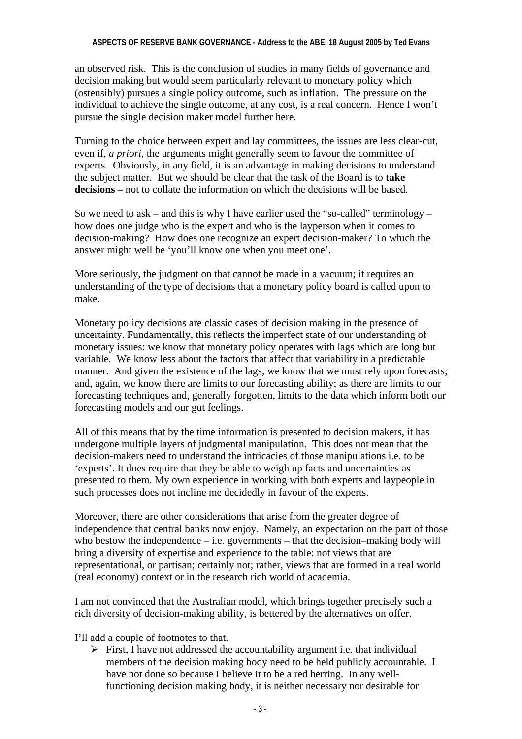an observed risk. This is the conclusion of studies in many fields of governance and decision making but would seem particularly relevant to monetary policy which (ostensibly) pursues a single policy outcome, such as inflation. The pressure on the individual to achieve the single outcome, at any cost, is a real concern. Hence I won't pursue the single decision maker model further here.

Turning to the choice between expert and lay committees, the issues are less clear-cut, even if, *a priori*, the arguments might generally seem to favour the committee of experts. Obviously, in any field, it is an advantage in making decisions to understand the subject matter. But we should be clear that the task of the Board is to **take decisions –** not to collate the information on which the decisions will be based.

So we need to ask – and this is why I have earlier used the "so-called" terminology – how does one judge who is the expert and who is the layperson when it comes to decision-making? How does one recognize an expert decision-maker? To which the answer might well be 'you'll know one when you meet one'.

More seriously, the judgment on that cannot be made in a vacuum; it requires an understanding of the type of decisions that a monetary policy board is called upon to make.

Monetary policy decisions are classic cases of decision making in the presence of uncertainty. Fundamentally, this reflects the imperfect state of our understanding of monetary issues: we know that monetary policy operates with lags which are long but variable. We know less about the factors that affect that variability in a predictable manner. And given the existence of the lags, we know that we must rely upon forecasts; and, again, we know there are limits to our forecasting ability; as there are limits to our forecasting techniques and, generally forgotten, limits to the data which inform both our forecasting models and our gut feelings.

All of this means that by the time information is presented to decision makers, it has undergone multiple layers of judgmental manipulation. This does not mean that the decision-makers need to understand the intricacies of those manipulations i.e. to be 'experts'. It does require that they be able to weigh up facts and uncertainties as presented to them. My own experience in working with both experts and laypeople in such processes does not incline me decidedly in favour of the experts.

Moreover, there are other considerations that arise from the greater degree of independence that central banks now enjoy. Namely, an expectation on the part of those who bestow the independence – i.e. governments – that the decision–making body will bring a diversity of expertise and experience to the table: not views that are representational, or partisan; certainly not; rather, views that are formed in a real world (real economy) context or in the research rich world of academia.

I am not convinced that the Australian model, which brings together precisely such a rich diversity of decision-making ability, is bettered by the alternatives on offer.

I'll add a couple of footnotes to that.

- First, I have not addressed the accountability argument i.e. that individual members of the decision making body need to be held publicly accountable. I have not done so because I believe it to be a red herring. In any well-functioning decision making body, it is neither necessary nor desirable for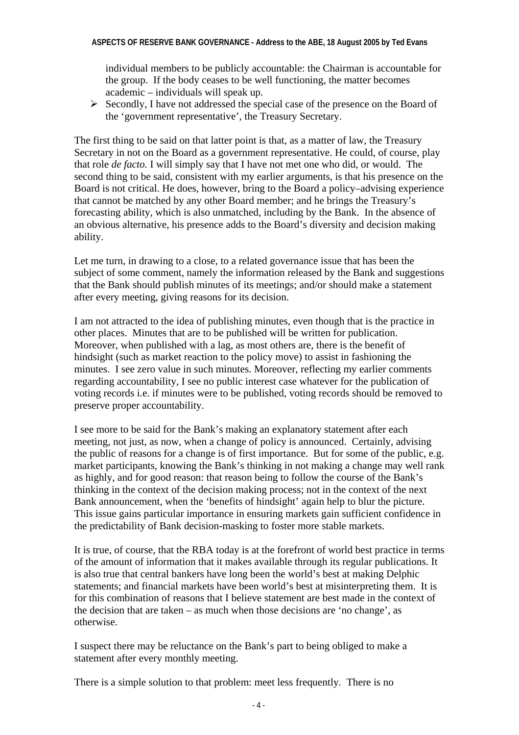individual members to be publicly accountable: the Chairman is accountable for the group. If the body ceases to be well functioning, the matter becomes academic – individuals will speak up.

- Secondly, I have not addressed the special case of the presence on the Board of the 'government representative', the Treasury Secretary.

The first thing to be said on that latter point is that, as a matter of law, the Treasury Secretary in not on the Board as a government representative. He could, of course, play that role *de facto.* I will simply say that I have not met one who did, or would. The second thing to be said, consistent with my earlier arguments, is that his presence on the Board is not critical. He does, however, bring to the Board a policy–advising experience that cannot be matched by any other Board member; and he brings the Treasury's forecasting ability, which is also unmatched, including by the Bank. In the absence of an obvious alternative, his presence adds to the Board's diversity and decision making ability.

Let me turn, in drawing to a close, to a related governance issue that has been the subject of some comment, namely the information released by the Bank and suggestions that the Bank should publish minutes of its meetings; and/or should make a statement after every meeting, giving reasons for its decision.

I am not attracted to the idea of publishing minutes, even though that is the practice in other places. Minutes that are to be published will be written for publication. Moreover, when published with a lag, as most others are, there is the benefit of hindsight (such as market reaction to the policy move) to assist in fashioning the minutes. I see zero value in such minutes. Moreover, reflecting my earlier comments regarding accountability, I see no public interest case whatever for the publication of voting records i.e. if minutes were to be published, voting records should be removed to preserve proper accountability.

I see more to be said for the Bank's making an explanatory statement after each meeting, not just, as now, when a change of policy is announced. Certainly, advising the public of reasons for a change is of first importance. But for some of the public, e.g. market participants, knowing the Bank's thinking in not making a change may well rank as highly, and for good reason: that reason being to follow the course of the Bank's thinking in the context of the decision making process; not in the context of the next Bank announcement, when the 'benefits of hindsight' again help to blur the picture. This issue gains particular importance in ensuring markets gain sufficient confidence in the predictability of Bank decision-masking to foster more stable markets.

It is true, of course, that the RBA today is at the forefront of world best practice in terms of the amount of information that it makes available through its regular publications. It is also true that central bankers have long been the world's best at making Delphic statements; and financial markets have been world's best at misinterpreting them. It is for this combination of reasons that I believe statement are best made in the context of the decision that are taken – as much when those decisions are 'no change', as otherwise.

I suspect there may be reluctance on the Bank's part to being obliged to make a statement after every monthly meeting.

There is a simple solution to that problem: meet less frequently. There is no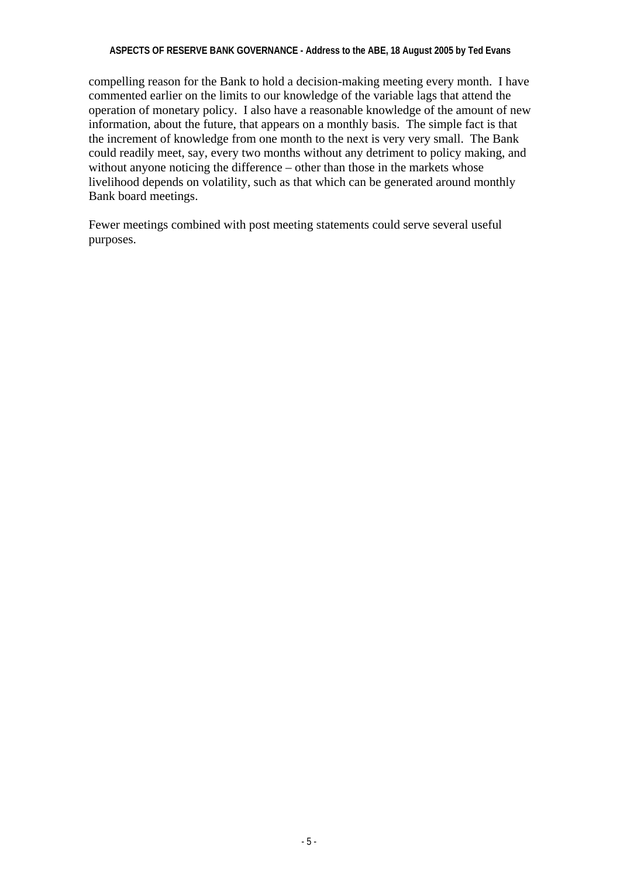compelling reason for the Bank to hold a decision-making meeting every month. I have commented earlier on the limits to our knowledge of the variable lags that attend the operation of monetary policy. I also have a reasonable knowledge of the amount of new information, about the future, that appears on a monthly basis. The simple fact is that the increment of knowledge from one month to the next is very very small. The Bank could readily meet, say, every two months without any detriment to policy making, and without anyone noticing the difference – other than those in the markets whose livelihood depends on volatility, such as that which can be generated around monthly Bank board meetings.

Fewer meetings combined with post meeting statements could serve several useful purposes.